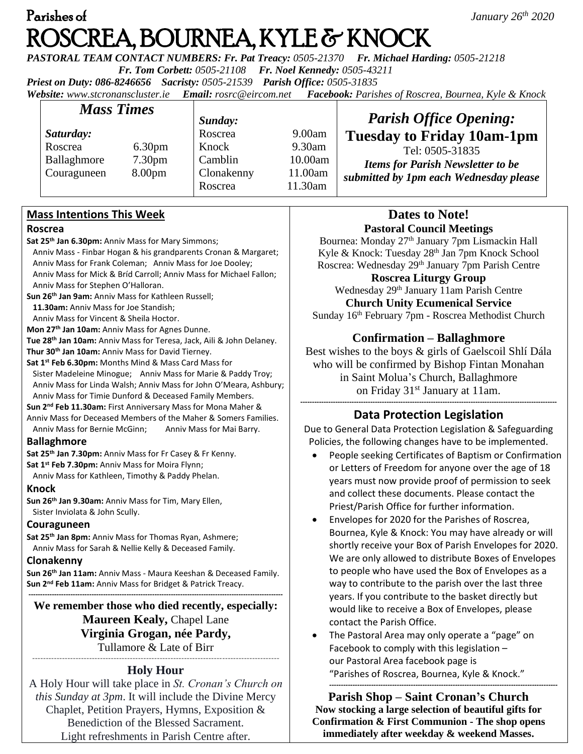Parishes of

# ROSCREA, BOURNEA, KYLE & KNOCK

*January 26th 2020*

***PASTORAL TEAM CONTACT NUMBERS: Fr. Pat Treacy:** 0505-21370* ***Fr. Michael Harding:** 0505-21218*
***Fr. Tom Corbett:** 0505-21108* ***Fr. Noel Kennedy:** 0505-43211*
***Priest on Duty:** 086-8246656* ***Sacristy:** 0505-21539* ***Parish Office:** 0505-31835*
***Website:** www.stcronanscluster.ie* ***Email:** rosrc@eircom.net* ***Facebook:** Parishes of Roscrea, Bournea, Kyle & Knock*

## *Mass Times*

| *Saturday:* | | *Sunday:* | |
|---|---|---|---|
| Roscrea | 6.30pm | Roscrea | 9.00am |
| Ballaghmore | 7.30pm | Knock | 9.30am |
| Couraguneen | 8.00pm | Camblin | 10.00am |
| | | Clonakenny | 11.00am |
| | | Roscrea | 11.30am |

## *Parish Office Opening:*

**Tuesday to Friday 10am-1pm**

Tel: 0505-31835

***Items for Parish Newsletter to be submitted by 1pm each Wednesday please***

## Mass Intentions This Week

### Roscrea

**Sat 25th Jan 6.30pm:** Anniv Mass for Mary Simmons; Anniv Mass - Finbar Hogan & his grandparents Cronan & Margaret; Anniv Mass for Frank Coleman; Anniv Mass for Joe Dooley; Anniv Mass for Mick & Bríd Carroll; Anniv Mass for Michael Fallon; Anniv Mass for Stephen O'Halloran.

**Sun 26th Jan 9am:** Anniv Mass for Kathleen Russell;
**11.30am:** Anniv Mass for Joe Standish; Anniv Mass for Vincent & Sheila Hoctor.

**Mon 27th Jan 10am:** Anniv Mass for Agnes Dunne.

**Tue 28th Jan 10am:** Anniv Mass for Teresa, Jack, Aili & John Delaney.

**Thur 30th Jan 10am:** Anniv Mass for David Tierney.

**Sat 1st Feb 6.30pm:** Months Mind & Mass Card Mass for Sister Madeleine Minogue; Anniv Mass for Marie & Paddy Troy; Anniv Mass for Linda Walsh; Anniv Mass for John O'Meara, Ashbury; Anniv Mass for Timie Dunford & Deceased Family Members.

**Sun 2nd Feb 11.30am:** First Anniversary Mass for Mona Maher & Anniv Mass for Deceased Members of the Maher & Somers Families. Anniv Mass for Bernie McGinn; Anniv Mass for Mai Barry.

### Ballaghmore

**Sat 25th Jan 7.30pm:** Anniv Mass for Fr Casey & Fr Kenny.

**Sat 1st Feb 7.30pm:** Anniv Mass for Moira Flynn; Anniv Mass for Kathleen, Timothy & Paddy Phelan.

### Knock

**Sun 26th Jan 9.30am:** Anniv Mass for Tim, Mary Ellen, Sister Inviolata & John Scully.

### Couraguneen

**Sat 25th Jan 8pm:** Anniv Mass for Thomas Ryan, Ashmere; Anniv Mass for Sarah & Nellie Kelly & Deceased Family.

### Clonakenny

**Sun 26th Jan 11am:** Anniv Mass - Maura Keeshan & Deceased Family.

**Sun 2nd Feb 11am:** Anniv Mass for Bridget & Patrick Treacy.

---

**We remember those who died recently, especially:**

**Maureen Kealy,** Chapel Lane

**Virginia Grogan, née Pardy,**

Tullamore & Late of Birr

---

## Holy Hour

A Holy Hour will take place in *St. Cronan's Church on this Sunday at 3pm*. It will include the Divine Mercy Chaplet, Petition Prayers, Hymns, Exposition & Benediction of the Blessed Sacrament. Light refreshments in Parish Centre after.

## Dates to Note!

**Pastoral Council Meetings**

Bournea: Monday 27th January 7pm Lismackin Hall
Kyle & Knock: Tuesday 28th Jan 7pm Knock School
Roscrea: Wednesday 29th January 7pm Parish Centre

**Roscrea Liturgy Group**

Wednesday 29th January 11am Parish Centre

**Church Unity Ecumenical Service**

Sunday 16th February 7pm - Roscrea Methodist Church

## Confirmation – Ballaghmore

Best wishes to the boys & girls of Gaelscoil Shlí Dála who will be confirmed by Bishop Fintan Monahan in Saint Molua's Church, Ballaghmore on Friday 31st January at 11am.

---

## Data Protection Legislation

Due to General Data Protection Legislation & Safeguarding Policies, the following changes have to be implemented.

- People seeking Certificates of Baptism or Confirmation or Letters of Freedom for anyone over the age of 18 years must now provide proof of permission to seek and collect these documents. Please contact the Priest/Parish Office for further information.
- Envelopes for 2020 for the Parishes of Roscrea, Bournea, Kyle & Knock: You may have already or will shortly receive your Box of Parish Envelopes for 2020. We are only allowed to distribute Boxes of Envelopes to people who have used the Box of Envelopes as a way to contribute to the parish over the last three years. If you contribute to the basket directly but would like to receive a Box of Envelopes, please contact the Parish Office.
- The Pastoral Area may only operate a "page" on Facebook to comply with this legislation – our Pastoral Area facebook page is "Parishes of Roscrea, Bournea, Kyle & Knock."

---

## Parish Shop – Saint Cronan's Church

**Now stocking a large selection of beautiful gifts for Confirmation & First Communion - The shop opens immediately after weekday & weekend Masses.**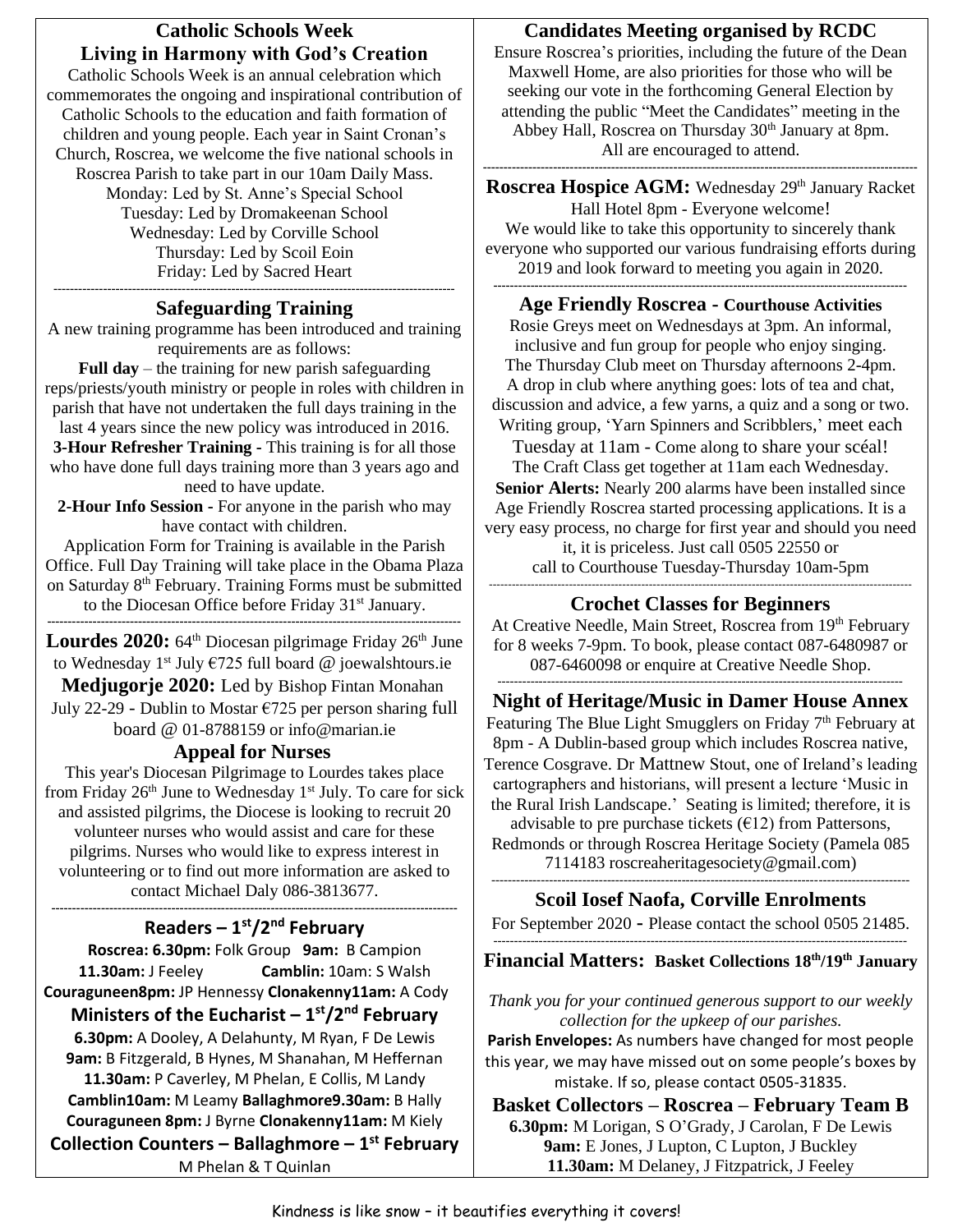## Catholic Schools Week
### Living in Harmony with God's Creation

Catholic Schools Week is an annual celebration which commemorates the ongoing and inspirational contribution of Catholic Schools to the education and faith formation of children and young people. Each year in Saint Cronan's Church, Roscrea, we welcome the five national schools in Roscrea Parish to take part in our 10am Daily Mass.

Monday: Led by St. Anne's Special School
Tuesday: Led by Dromakeenan School
Wednesday: Led by Corville School
Thursday: Led by Scoil Eoin
Friday: Led by Sacred Heart

---

## Safeguarding Training

A new training programme has been introduced and training requirements are as follows:

**Full day** – the training for new parish safeguarding reps/priests/youth ministry or people in roles with children in parish that have not undertaken the full days training in the last 4 years since the new policy was introduced in 2016.

**3-Hour Refresher Training** - This training is for all those who have done full days training more than 3 years ago and need to have update.

**2-Hour Info Session** - For anyone in the parish who may have contact with children.

Application Form for Training is available in the Parish Office. Full Day Training will take place in the Obama Plaza on Saturday 8th February. Training Forms must be submitted to the Diocesan Office before Friday 31st January.

---

**Lourdes 2020:** 64th Diocesan pilgrimage Friday 26th June to Wednesday 1st July €725 full board @ joewalshtours.ie

**Medjugorje 2020:** Led by Bishop Fintan Monahan July 22-29 - Dublin to Mostar €725 per person sharing full board @ 01-8788159 or info@marian.ie

## Appeal for Nurses

This year's Diocesan Pilgrimage to Lourdes takes place from Friday 26th June to Wednesday 1st July. To care for sick and assisted pilgrims, the Diocese is looking to recruit 20 volunteer nurses who would assist and care for these pilgrims. Nurses who would like to express interest in volunteering or to find out more information are asked to contact Michael Daly 086-3813677.

---

## Readers – 1st/2nd February

**Roscrea: 6.30pm:** Folk Group **9am:** B Campion
**11.30am:** J Feeley **Camblin:** 10am: S Walsh
**Couraguneen8pm:** JP Hennessy **Clonakenny11am:** A Cody

## Ministers of the Eucharist – 1st/2nd February

**6.30pm:** A Dooley, A Delahunty, M Ryan, F De Lewis
**9am:** B Fitzgerald, B Hynes, M Shanahan, M Heffernan
**11.30am:** P Caverley, M Phelan, E Collis, M Landy
**Camblin10am:** M Leamy **Ballaghmore9.30am:** B Hally
**Couraguneen 8pm:** J Byrne **Clonakenny11am:** M Kiely

## Collection Counters – Ballaghmore – 1st February

M Phelan & T Quinlan

## Candidates Meeting organised by RCDC

Ensure Roscrea's priorities, including the future of the Dean Maxwell Home, are also priorities for those who will be seeking our vote in the forthcoming General Election by attending the public "Meet the Candidates" meeting in the Abbey Hall, Roscrea on Thursday 30th January at 8pm. All are encouraged to attend.

---

**Roscrea Hospice AGM:** Wednesday 29th January Racket Hall Hotel 8pm - Everyone welcome!
We would like to take this opportunity to sincerely thank everyone who supported our various fundraising efforts during 2019 and look forward to meeting you again in 2020.

---

## Age Friendly Roscrea - Courthouse Activities

Rosie Greys meet on Wednesdays at 3pm. An informal, inclusive and fun group for people who enjoy singing.
The Thursday Club meet on Thursday afternoons 2-4pm. A drop in club where anything goes: lots of tea and chat, discussion and advice, a few yarns, a quiz and a song or two.
Writing group, 'Yarn Spinners and Scribblers,' meet each Tuesday at 11am - Come along to share your scéal!
The Craft Class get together at 11am each Wednesday.
**Senior Alerts:** Nearly 200 alarms have been installed since Age Friendly Roscrea started processing applications. It is a very easy process, no charge for first year and should you need it, it is priceless. Just call 0505 22550 or call to Courthouse Tuesday-Thursday 10am-5pm

---

## Crochet Classes for Beginners

At Creative Needle, Main Street, Roscrea from 19th February for 8 weeks 7-9pm. To book, please contact 087-6480987 or 087-6460098 or enquire at Creative Needle Shop.

---

## Night of Heritage/Music in Damer House Annex

Featuring The Blue Light Smugglers on Friday 7th February at 8pm - A Dublin-based group which includes Roscrea native, Terence Cosgrave. Dr Mattnew Stout, one of Ireland's leading cartographers and historians, will present a lecture 'Music in the Rural Irish Landscape.' Seating is limited; therefore, it is advisable to pre purchase tickets (€12) from Pattersons, Redmonds or through Roscrea Heritage Society (Pamela 085 7114183 roscreaheritagesociety@gmail.com)

---

## Scoil Iosef Naofa, Corville Enrolments

For September 2020 - Please contact the school 0505 21485.

---

## Financial Matters: Basket Collections 18th/19th January

*Thank you for your continued generous support to our weekly collection for the upkeep of our parishes.*

**Parish Envelopes:** As numbers have changed for most people this year, we may have missed out on some people's boxes by mistake. If so, please contact 0505-31835.

## Basket Collectors – Roscrea – February Team B

**6.30pm:** M Lorigan, S O'Grady, J Carolan, F De Lewis
**9am:** E Jones, J Lupton, C Lupton, J Buckley
**11.30am:** M Delaney, J Fitzpatrick, J Feeley

Kindness is like snow – it beautifies everything it covers!